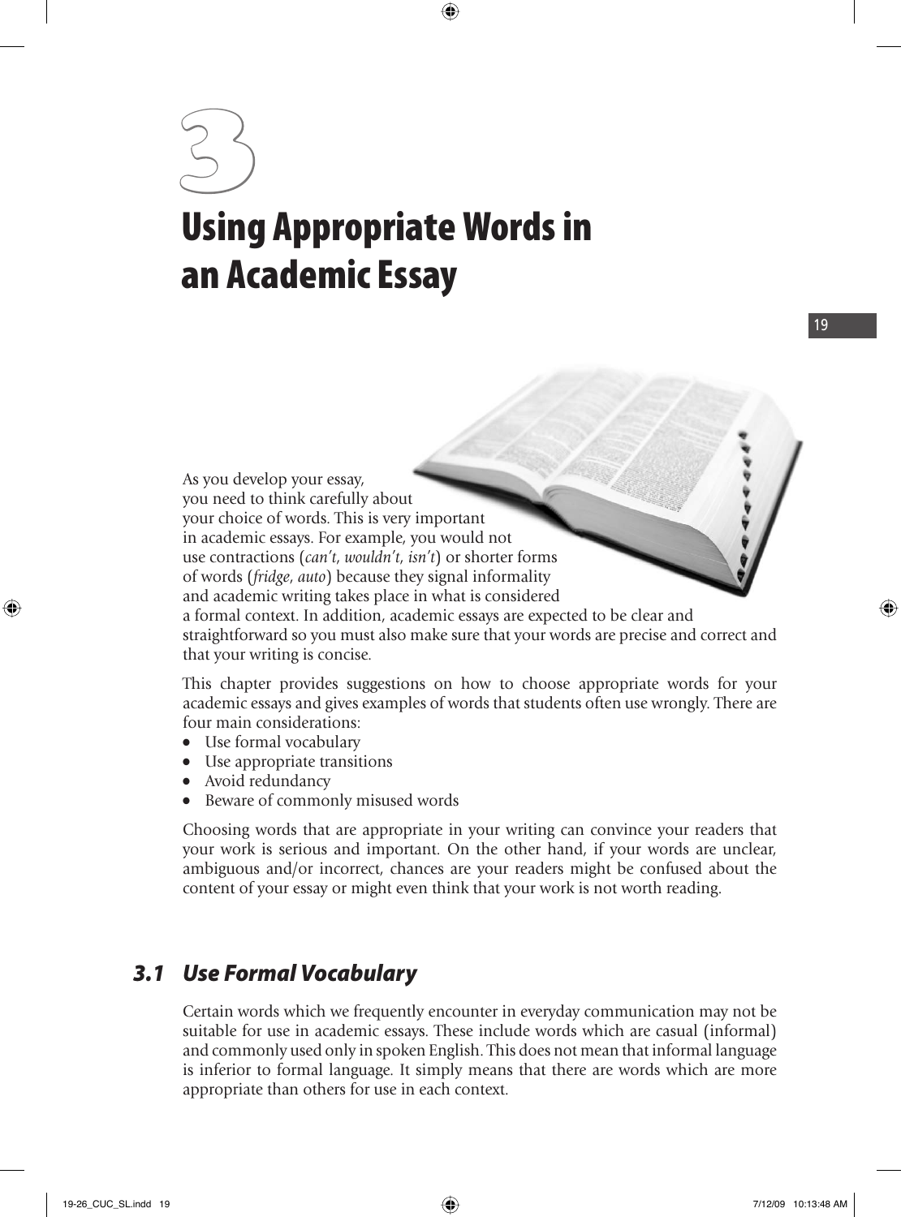# 3 Using Appropriate Words in an Academic Essay

As you develop your essay, you need to think carefully about your choice of words. This is very important in academic essays. For example, you would not use contractions (*can't, wouldn't, isn't*) or shorter forms of words (*fridge, auto*) because they signal informality and academic writing takes place in what is considered a formal context. In addition, academic essays are expected to be clear and straightforward so you must also make sure that your words are precise and correct and that your writing is concise.

This chapter provides suggestions on how to choose appropriate words for your academic essays and gives examples of words that students often use wrongly. There are four main considerations:

- Use formal vocabulary
- Use appropriate transitions
- Avoid redundancy
- Beware of commonly misused words

Choosing words that are appropriate in your writing can convince your readers that your work is serious and important. On the other hand, if your words are unclear, ambiguous and/or incorrect, chances are your readers might be confused about the content of your essay or might even think that your work is not worth reading.

## 3.1 Use Formal Vocabulary

Certain words which we frequently encounter in everyday communication may not be suitable for use in academic essays. These include words which are casual (informal) and commonly used only in spoken English. This does not mean that informal language is inferior to formal language. It simply means that there are words which are more appropriate than others for use in each context.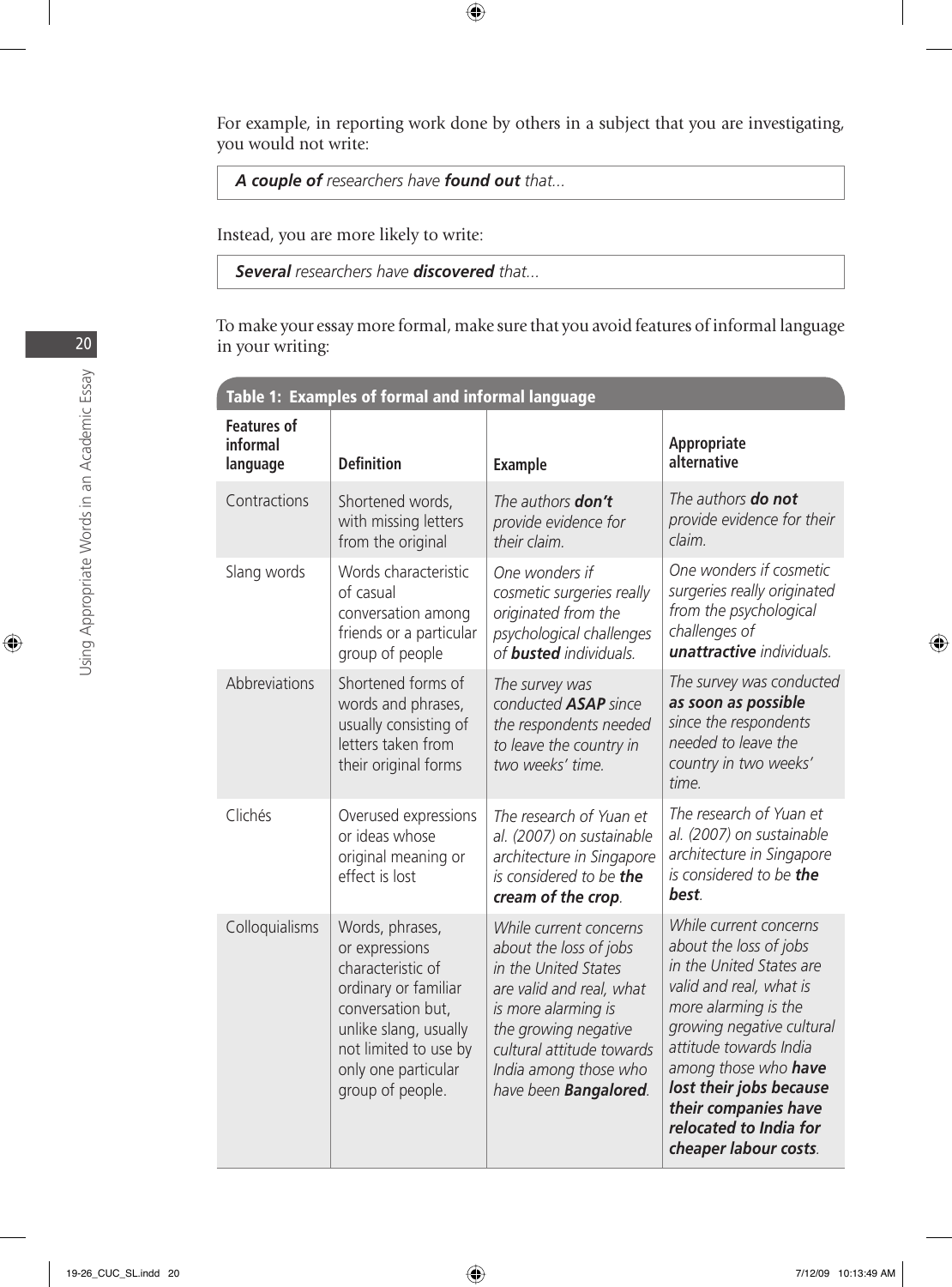For example, in reporting work done by others in a subject that you are investigating, you would not write:

> ***A couple of*** *researchers have* ***found out*** *that...*

Instead, you are more likely to write:

> ***Several*** *researchers have* ***discovered*** *that...*

To make your essay more formal, make sure that you avoid features of informal language in your writing:

**Table 1: Examples of formal and informal language**

| Features of informal language | Definition | Example | Appropriate alternative |
|---|---|---|---|
| Contractions | Shortened words, with missing letters from the original | *The authors* ***don't*** *provide evidence for their claim.* | *The authors* ***do not*** *provide evidence for their claim.* |
| Slang words | Words characteristic of casual conversation among friends or a particular group of people | *One wonders if cosmetic surgeries really originated from the psychological challenges of* ***busted*** *individuals.* | *One wonders if cosmetic surgeries really originated from the psychological challenges of* ***unattractive*** *individuals.* |
| Abbreviations | Shortened forms of words and phrases, usually consisting of letters taken from their original forms | *The survey was conducted* ***ASAP*** *since the respondents needed to leave the country in two weeks' time.* | *The survey was conducted* ***as soon as possible*** *since the respondents needed to leave the country in two weeks' time.* |
| Clichés | Overused expressions or ideas whose original meaning or effect is lost | *The research of Yuan et al. (2007) on sustainable architecture in Singapore is considered to be* ***the cream of the crop****.* | *The research of Yuan et al. (2007) on sustainable architecture in Singapore is considered to be* ***the best****.* |
| Colloquialisms | Words, phrases, or expressions characteristic of ordinary or familiar conversation but, unlike slang, usually not limited to use by only one particular group of people. | *While current concerns about the loss of jobs in the United States are valid and real, what is more alarming is the growing negative cultural attitude towards India among those who have been* ***Bangalored****.* | *While current concerns about the loss of jobs in the United States are valid and real, what is more alarming is the growing negative cultural attitude towards India among those who* ***have lost their jobs because their companies have relocated to India for cheaper labour costs****.* |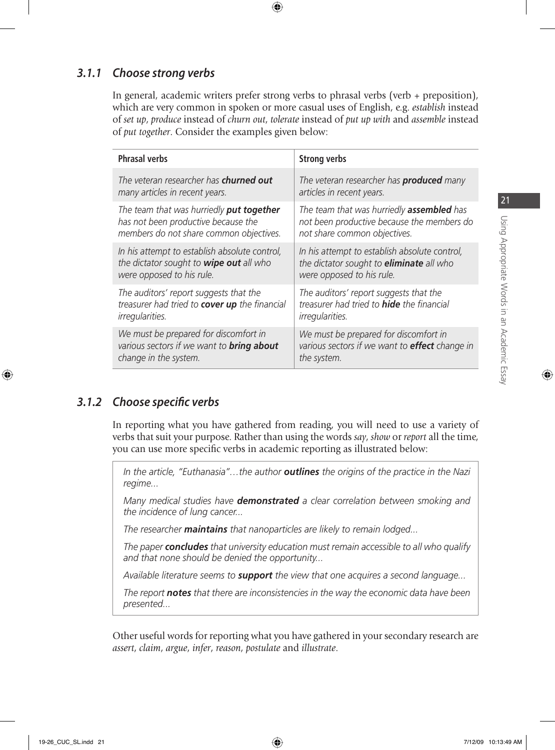### *3.1.1 Choose strong verbs*

In general, academic writers prefer strong verbs to phrasal verbs (verb + preposition), which are very common in spoken or more casual uses of English, e.g. *establish* instead of *set up*, *produce* instead of *churn out*, *tolerate* instead of *put up with* and *assemble* instead of *put together*. Consider the examples given below:

| Phrasal verbs | Strong verbs |
|---|---|
| *The veteran researcher has **churned out** many articles in recent years.* | *The veteran researcher has **produced** many articles in recent years.* |
| *The team that was hurriedly **put together** has not been productive because the members do not share common objectives.* | *The team that was hurriedly **assembled** has not been productive because the members do not share common objectives.* |
| *In his attempt to establish absolute control, the dictator sought to **wipe out** all who were opposed to his rule.* | *In his attempt to establish absolute control, the dictator sought to **eliminate** all who were opposed to his rule.* |
| *The auditors' report suggests that the treasurer had tried to **cover up** the financial irregularities.* | *The auditors' report suggests that the treasurer had tried to **hide** the financial irregularities.* |
| *We must be prepared for discomfort in various sectors if we want to **bring about** change in the system.* | *We must be prepared for discomfort in various sectors if we want to **effect** change in the system.* |

### *3.1.2 Choose specific verbs*

In reporting what you have gathered from reading, you will need to use a variety of verbs that suit your purpose. Rather than using the words *say*, *show* or *report* all the time, you can use more specific verbs in academic reporting as illustrated below:

> *In the article, "Euthanasia"…the author **outlines** the origins of the practice in the Nazi regime...*
>
> *Many medical studies have **demonstrated** a clear correlation between smoking and the incidence of lung cancer...*
>
> *The researcher **maintains** that nanoparticles are likely to remain lodged...*
>
> *The paper **concludes** that university education must remain accessible to all who qualify and that none should be denied the opportunity...*
>
> *Available literature seems to **support** the view that one acquires a second language...*
>
> *The report **notes** that there are inconsistencies in the way the economic data have been presented...*

Other useful words for reporting what you have gathered in your secondary research are *assert*, *claim*, *argue*, *infer*, *reason*, *postulate* and *illustrate*.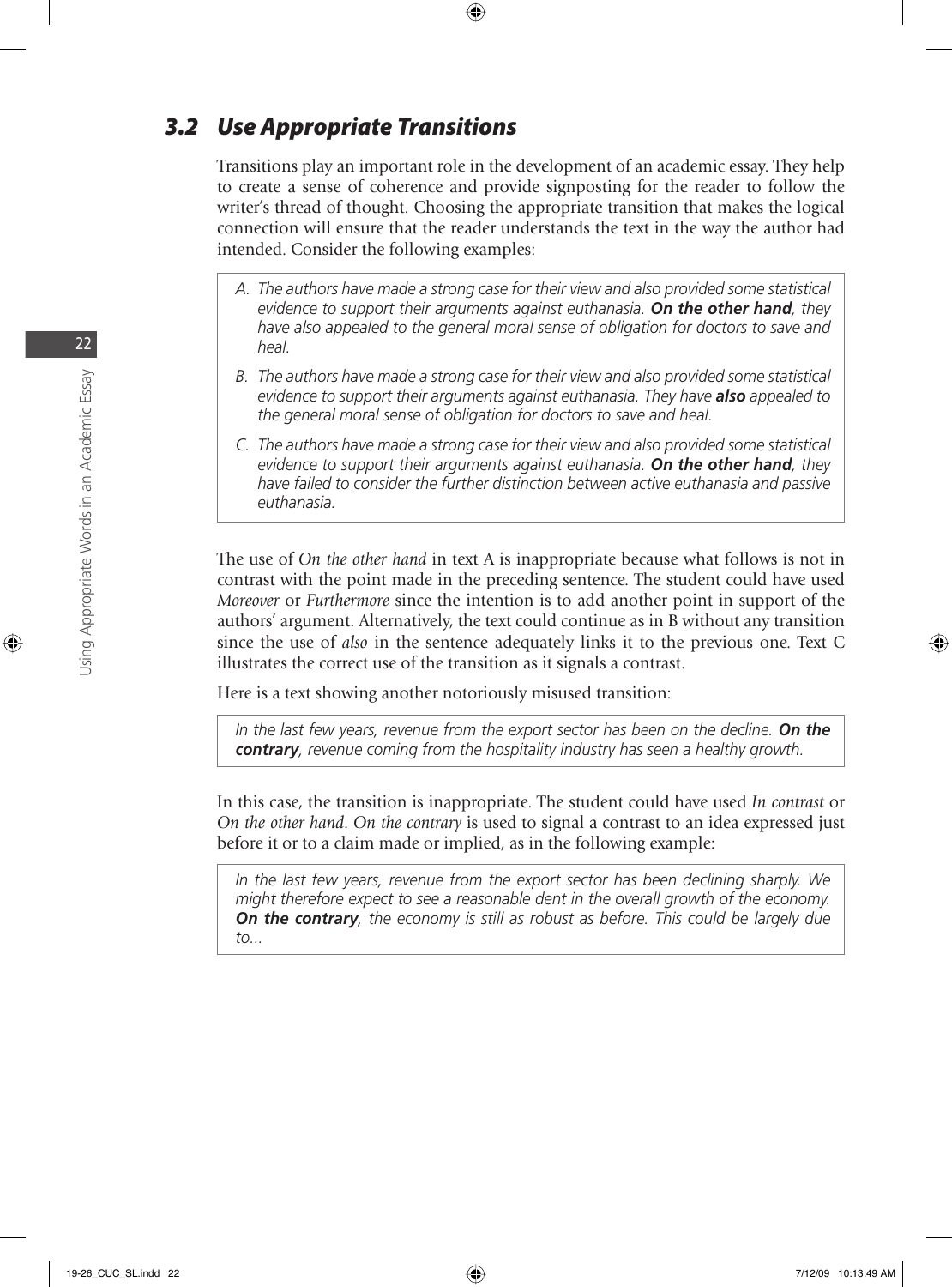## 3.2 *Use Appropriate Transitions*

Transitions play an important role in the development of an academic essay. They help to create a sense of coherence and provide signposting for the reader to follow the writer's thread of thought. Choosing the appropriate transition that makes the logical connection will ensure that the reader understands the text in the way the author had intended. Consider the following examples:

> A. *The authors have made a strong case for their view and also provided some statistical evidence to support their arguments against euthanasia.* ***On the other hand****, they have also appealed to the general moral sense of obligation for doctors to save and heal.*
>
> B. *The authors have made a strong case for their view and also provided some statistical evidence to support their arguments against euthanasia. They have* ***also*** *appealed to the general moral sense of obligation for doctors to save and heal.*
>
> C. *The authors have made a strong case for their view and also provided some statistical evidence to support their arguments against euthanasia.* ***On the other hand****, they have failed to consider the further distinction between active euthanasia and passive euthanasia.*

The use of *On the other hand* in text A is inappropriate because what follows is not in contrast with the point made in the preceding sentence. The student could have used *Moreover* or *Furthermore* since the intention is to add another point in support of the authors' argument. Alternatively, the text could continue as in B without any transition since the use of *also* in the sentence adequately links it to the previous one. Text C illustrates the correct use of the transition as it signals a contrast.

Here is a text showing another notoriously misused transition:

> *In the last few years, revenue from the export sector has been on the decline.* ***On the contrary****, revenue coming from the hospitality industry has seen a healthy growth.*

In this case, the transition is inappropriate. The student could have used *In contrast* or *On the other hand*. *On the contrary* is used to signal a contrast to an idea expressed just before it or to a claim made or implied, as in the following example:

> *In the last few years, revenue from the export sector has been declining sharply. We might therefore expect to see a reasonable dent in the overall growth of the economy.* ***On the contrary****, the economy is still as robust as before. This could be largely due to...*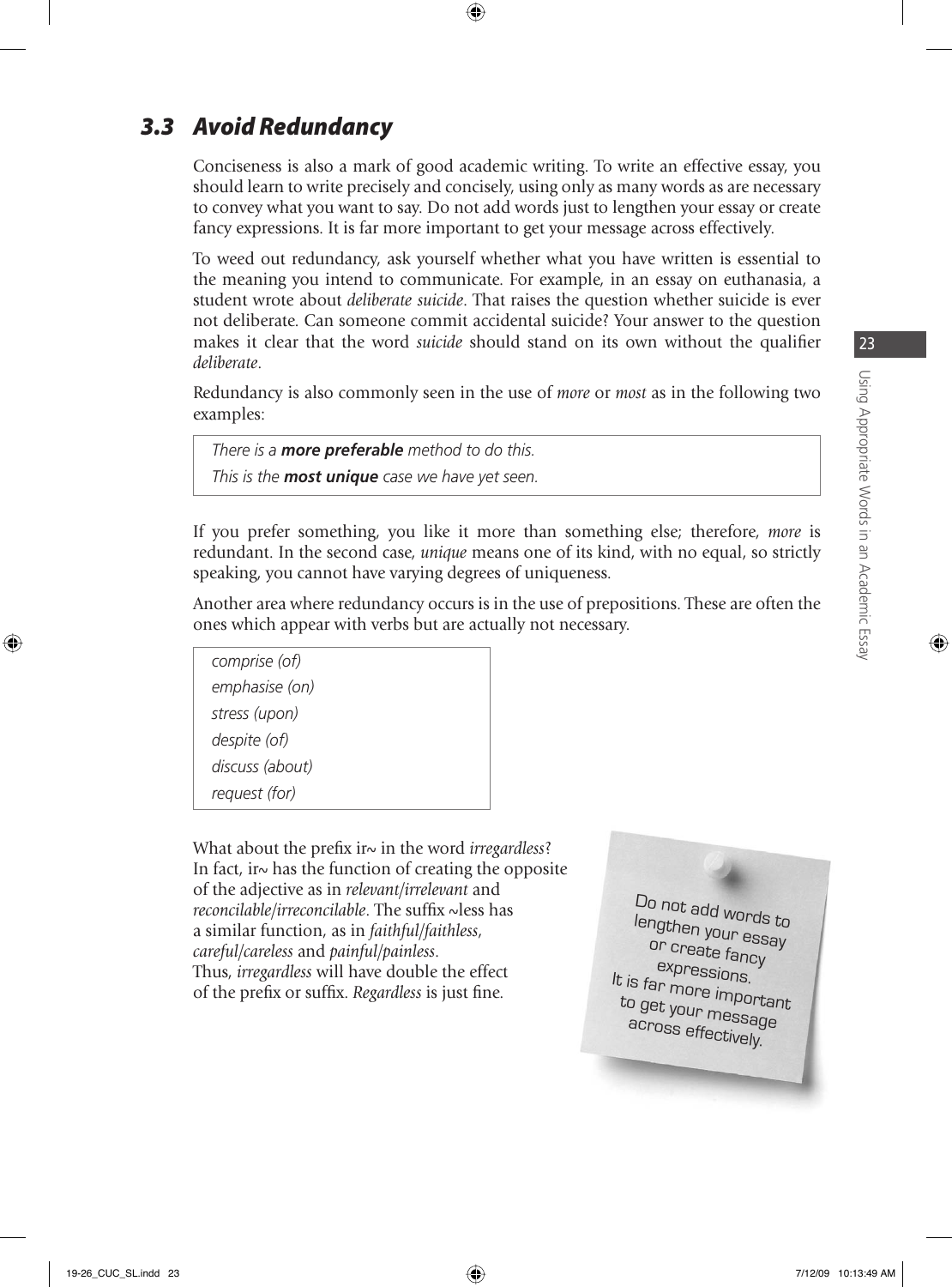## 3.3 Avoid Redundancy

Conciseness is also a mark of good academic writing. To write an effective essay, you should learn to write precisely and concisely, using only as many words as are necessary to convey what you want to say. Do not add words just to lengthen your essay or create fancy expressions. It is far more important to get your message across effectively.

To weed out redundancy, ask yourself whether what you have written is essential to the meaning you intend to communicate. For example, in an essay on euthanasia, a student wrote about *deliberate suicide*. That raises the question whether suicide is ever not deliberate. Can someone commit accidental suicide? Your answer to the question makes it clear that the word *suicide* should stand on its own without the qualifier *deliberate*.

Redundancy is also commonly seen in the use of *more* or *most* as in the following two examples:

> *There is a **more preferable** method to do this.*
> *This is the **most unique** case we have yet seen.*

If you prefer something, you like it more than something else; therefore, *more* is redundant. In the second case, *unique* means one of its kind, with no equal, so strictly speaking, you cannot have varying degrees of uniqueness.

Another area where redundancy occurs is in the use of prepositions. These are often the ones which appear with verbs but are actually not necessary.

> *comprise (of)*
> *emphasise (on)*
> *stress (upon)*
> *despite (of)*
> *discuss (about)*
> *request (for)*

What about the prefix ir~ in the word *irregardless*? In fact, ir~ has the function of creating the opposite of the adjective as in *relevant*/*irrelevant* and *reconcilable*/*irreconcilable*. The suffix ~less has a similar function, as in *faithful*/*faithless*, *careful*/*careless* and *painful*/*painless*. Thus, *irregardless* will have double the effect of the prefix or suffix. *Regardless* is just fine.

> Do not add words to lengthen your essay or create fancy expressions. It is far more important to get your message across effectively.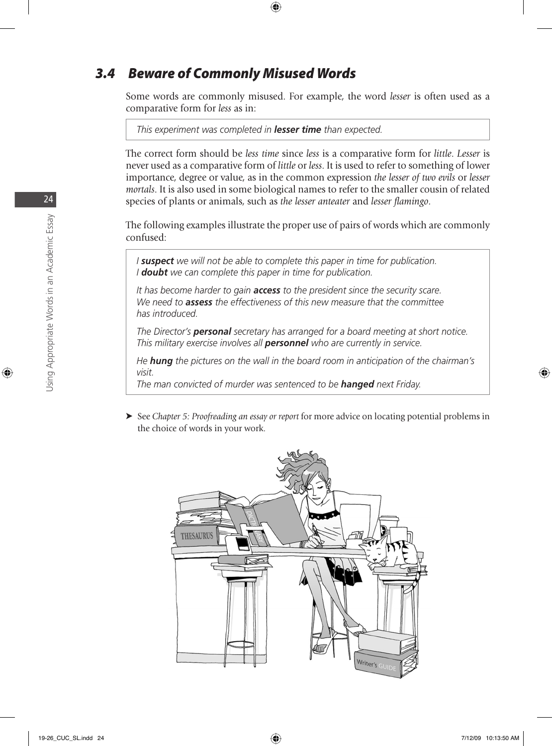## 3.4 Beware of Commonly Misused Words

Some words are commonly misused. For example, the word *lesser* is often used as a comparative form for *less* as in:

> *This experiment was completed in* ***lesser time*** *than expected.*

The correct form should be *less time* since *less* is a comparative form for *little*. *Lesser* is never used as a comparative form of *little* or *less*. It is used to refer to something of lower importance, degree or value, as in the common expression *the lesser of two evils* or *lesser mortals*. It is also used in some biological names to refer to the smaller cousin of related species of plants or animals, such as *the lesser anteater* and *lesser flamingo*.

The following examples illustrate the proper use of pairs of words which are commonly confused:

> *I* ***suspect*** *we will not be able to complete this paper in time for publication.*
> *I* ***doubt*** *we can complete this paper in time for publication.*
>
> *It has become harder to gain* ***access*** *to the president since the security scare.*
> *We need to* ***assess*** *the effectiveness of this new measure that the committee has introduced.*
>
> *The Director's* ***personal*** *secretary has arranged for a board meeting at short notice.*
> *This military exercise involves all* ***personnel*** *who are currently in service.*
>
> *He* ***hung*** *the pictures on the wall in the board room in anticipation of the chairman's visit.*
> *The man convicted of murder was sentenced to be* ***hanged*** *next Friday.*

➤ See *Chapter 5: Proofreading an essay or report* for more advice on locating potential problems in the choice of words in your work.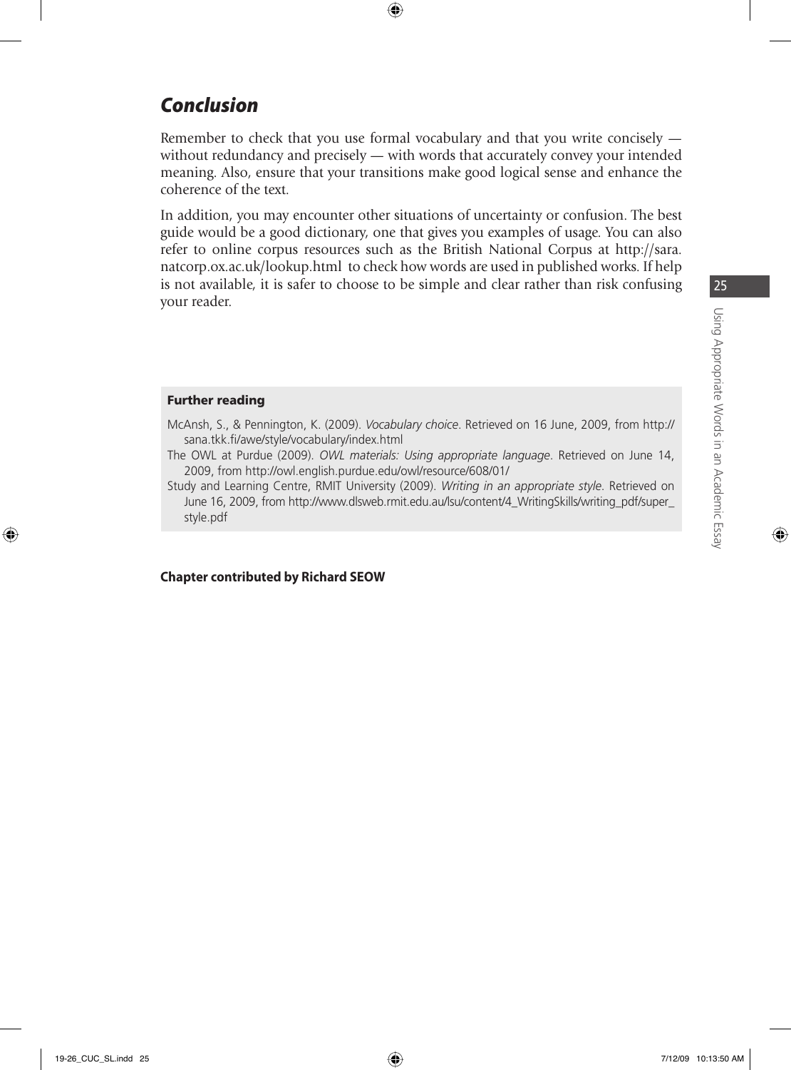## *Conclusion*

Remember to check that you use formal vocabulary and that you write concisely — without redundancy and precisely — with words that accurately convey your intended meaning. Also, ensure that your transitions make good logical sense and enhance the coherence of the text.

In addition, you may encounter other situations of uncertainty or confusion. The best guide would be a good dictionary, one that gives you examples of usage. You can also refer to online corpus resources such as the British National Corpus at http://sara.natcorp.ox.ac.uk/lookup.html to check how words are used in published works. If help is not available, it is safer to choose to be simple and clear rather than risk confusing your reader.

**Further reading**

McAnsh, S., & Pennington, K. (2009). *Vocabulary choice*. Retrieved on 16 June, 2009, from http://sana.tkk.fi/awe/style/vocabulary/index.html

The OWL at Purdue (2009). *OWL materials: Using appropriate language*. Retrieved on June 14, 2009, from http://owl.english.purdue.edu/owl/resource/608/01/

Study and Learning Centre, RMIT University (2009). *Writing in an appropriate style*. Retrieved on June 16, 2009, from http://www.dlsweb.rmit.edu.au/lsu/content/4_WritingSkills/writing_pdf/super_style.pdf

**Chapter contributed by Richard SEOW**